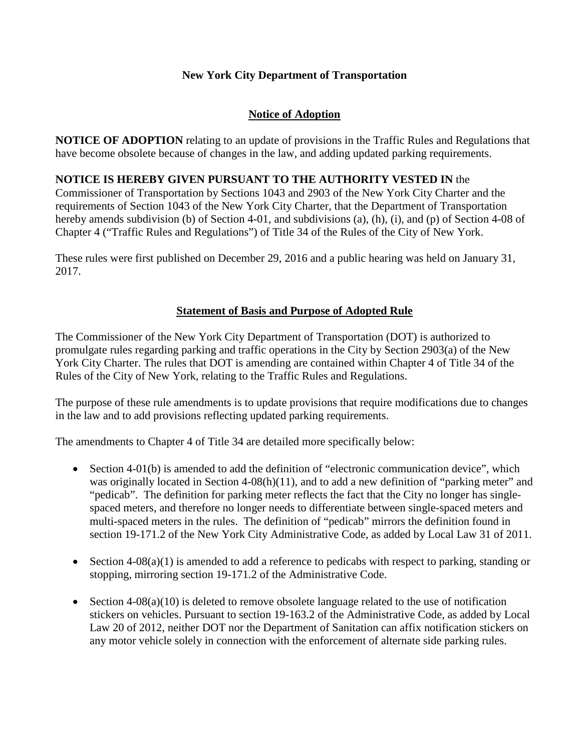**New York City Department of Transportation**

**Notice of Adoption**

**NOTICE OF ADOPTION** relating to an update of provisions in the Traffic Rules and Regulations that have become obsolete because of changes in the law, and adding updated parking requirements.

**NOTICE IS HEREBY GIVEN PURSUANT TO THE AUTHORITY VESTED IN** the Commissioner of Transportation by Sections 1043 and 2903 of the New York City Charter and the requirements of Section 1043 of the New York City Charter, that the Department of Transportation hereby amends subdivision (b) of Section 4-01, and subdivisions (a), (h), (i), and (p) of Section 4-08 of Chapter 4 ("Traffic Rules and Regulations") of Title 34 of the Rules of the City of New York.

These rules were first published on December 29, 2016 and a public hearing was held on January 31, 2017.

**Statement of Basis and Purpose of Adopted Rule**

The Commissioner of the New York City Department of Transportation (DOT) is authorized to promulgate rules regarding parking and traffic operations in the City by Section 2903(a) of the New York City Charter. The rules that DOT is amending are contained within Chapter 4 of Title 34 of the Rules of the City of New York, relating to the Traffic Rules and Regulations.

The purpose of these rule amendments is to update provisions that require modifications due to changes in the law and to add provisions reflecting updated parking requirements.

The amendments to Chapter 4 of Title 34 are detailed more specifically below:

- Section 4-01(b) is amended to add the definition of "electronic communication device", which was originally located in Section 4-08(h)(11), and to add a new definition of "parking meter" and "pedicab". The definition for parking meter reflects the fact that the City no longer has single-spaced meters, and therefore no longer needs to differentiate between single-spaced meters and multi-spaced meters in the rules. The definition of "pedicab" mirrors the definition found in section 19-171.2 of the New York City Administrative Code, as added by Local Law 31 of 2011.

- Section 4-08(a)(1) is amended to add a reference to pedicabs with respect to parking, standing or stopping, mirroring section 19-171.2 of the Administrative Code.

- Section 4-08(a)(10) is deleted to remove obsolete language related to the use of notification stickers on vehicles. Pursuant to section 19-163.2 of the Administrative Code, as added by Local Law 20 of 2012, neither DOT nor the Department of Sanitation can affix notification stickers on any motor vehicle solely in connection with the enforcement of alternate side parking rules.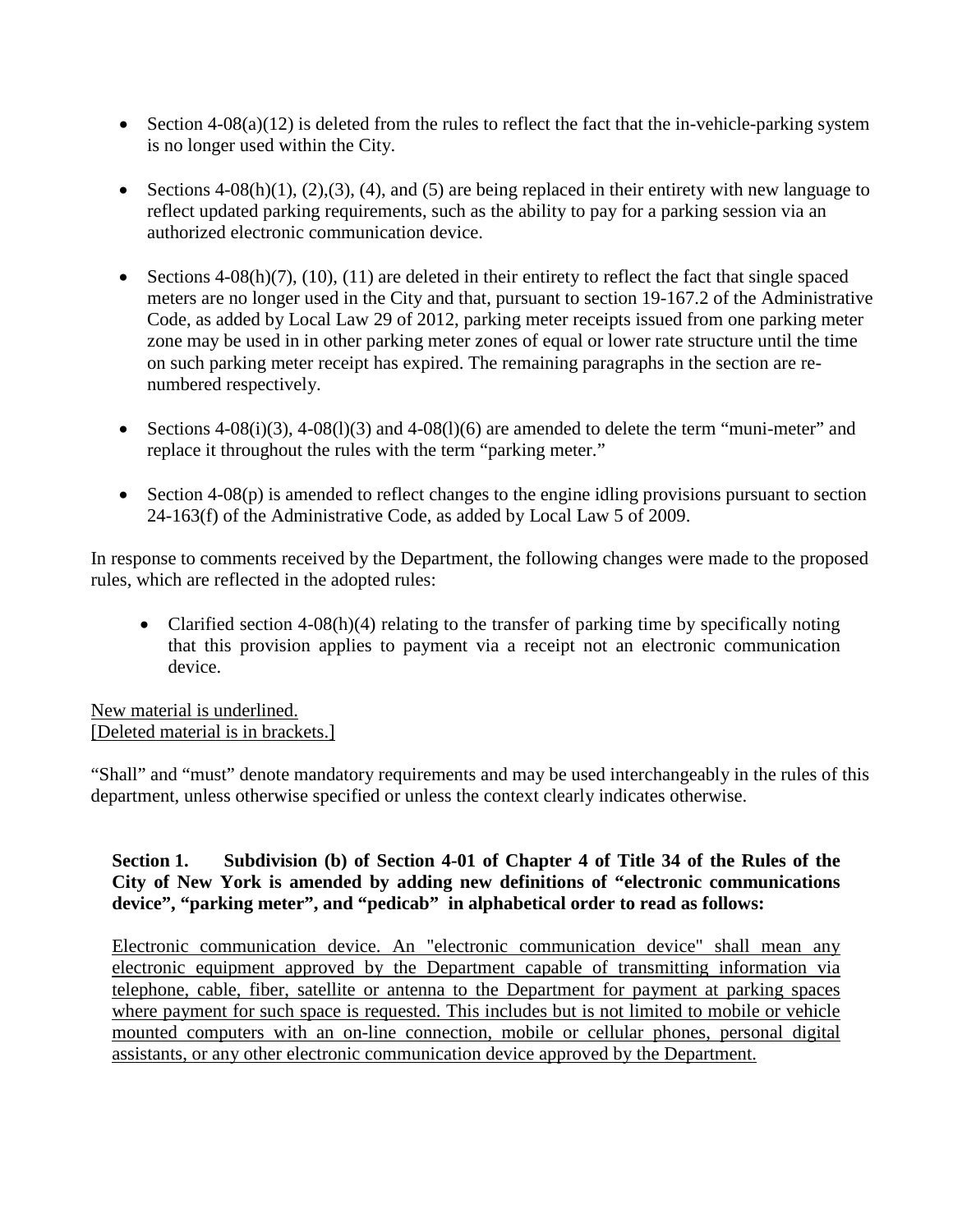- Section 4-08(a)(12) is deleted from the rules to reflect the fact that the in-vehicle-parking system is no longer used within the City.

- Sections 4-08(h)(1), (2),(3), (4), and (5) are being replaced in their entirety with new language to reflect updated parking requirements, such as the ability to pay for a parking session via an authorized electronic communication device.

- Sections 4-08(h)(7), (10), (11) are deleted in their entirety to reflect the fact that single spaced meters are no longer used in the City and that, pursuant to section 19-167.2 of the Administrative Code, as added by Local Law 29 of 2012, parking meter receipts issued from one parking meter zone may be used in in other parking meter zones of equal or lower rate structure until the time on such parking meter receipt has expired. The remaining paragraphs in the section are re-numbered respectively.

- Sections 4-08(i)(3), 4-08(l)(3) and 4-08(l)(6) are amended to delete the term "muni-meter" and replace it throughout the rules with the term "parking meter."

- Section 4-08(p) is amended to reflect changes to the engine idling provisions pursuant to section 24-163(f) of the Administrative Code, as added by Local Law 5 of 2009.

In response to comments received by the Department, the following changes were made to the proposed rules, which are reflected in the adopted rules:

- Clarified section 4-08(h)(4) relating to the transfer of parking time by specifically noting that this provision applies to payment via a receipt not an electronic communication device.

<u>New material is underlined.</u>
<u>[Deleted material is in brackets.]</u>

"Shall" and "must" denote mandatory requirements and may be used interchangeably in the rules of this department, unless otherwise specified or unless the context clearly indicates otherwise.

**Section 1. Subdivision (b) of Section 4-01 of Chapter 4 of Title 34 of the Rules of the City of New York is amended by adding new definitions of "electronic communications device", "parking meter", and "pedicab" in alphabetical order to read as follows:**

<u>Electronic communication device. An "electronic communication device" shall mean any electronic equipment approved by the Department capable of transmitting information via telephone, cable, fiber, satellite or antenna to the Department for payment at parking spaces where payment for such space is requested. This includes but is not limited to mobile or vehicle mounted computers with an on-line connection, mobile or cellular phones, personal digital assistants, or any other electronic communication device approved by the Department.</u>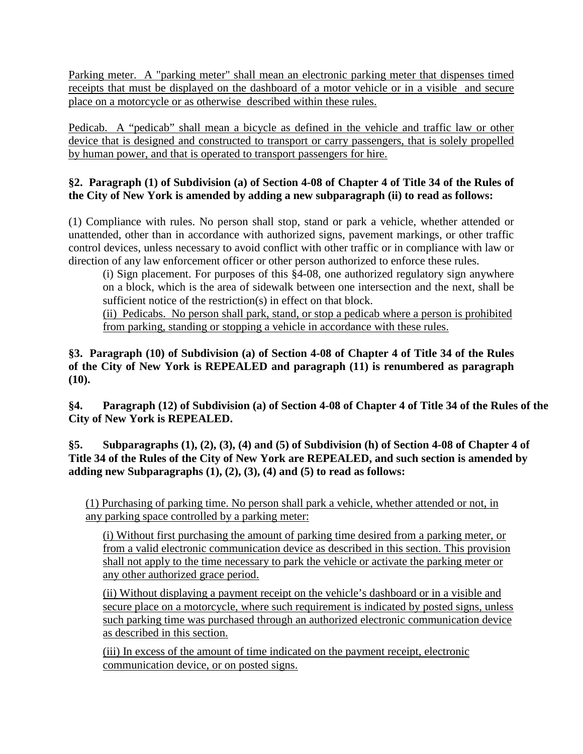Parking meter. A "parking meter" shall mean an electronic parking meter that dispenses timed receipts that must be displayed on the dashboard of a motor vehicle or in a visible and secure place on a motorcycle or as otherwise described within these rules.

Pedicab. A “pedicab” shall mean a bicycle as defined in the vehicle and traffic law or other device that is designed and constructed to transport or carry passengers, that is solely propelled by human power, and that is operated to transport passengers for hire.

**§2. Paragraph (1) of Subdivision (a) of Section 4-08 of Chapter 4 of Title 34 of the Rules of the City of New York is amended by adding a new subparagraph (ii) to read as follows:**

(1) Compliance with rules. No person shall stop, stand or park a vehicle, whether attended or unattended, other than in accordance with authorized signs, pavement markings, or other traffic control devices, unless necessary to avoid conflict with other traffic or in compliance with law or direction of any law enforcement officer or other person authorized to enforce these rules.

(i) Sign placement. For purposes of this §4-08, one authorized regulatory sign anywhere on a block, which is the area of sidewalk between one intersection and the next, shall be sufficient notice of the restriction(s) in effect on that block.

(ii) Pedicabs. No person shall park, stand, or stop a pedicab where a person is prohibited from parking, standing or stopping a vehicle in accordance with these rules.

**§3. Paragraph (10) of Subdivision (a) of Section 4-08 of Chapter 4 of Title 34 of the Rules of the City of New York is REPEALED and paragraph (11) is renumbered as paragraph (10).**

**§4. Paragraph (12) of Subdivision (a) of Section 4-08 of Chapter 4 of Title 34 of the Rules of the City of New York is REPEALED.**

**§5. Subparagraphs (1), (2), (3), (4) and (5) of Subdivision (h) of Section 4-08 of Chapter 4 of Title 34 of the Rules of the City of New York are REPEALED, and such section is amended by adding new Subparagraphs (1), (2), (3), (4) and (5) to read as follows:**

(1) Purchasing of parking time. No person shall park a vehicle, whether attended or not, in any parking space controlled by a parking meter:

(i) Without first purchasing the amount of parking time desired from a parking meter, or from a valid electronic communication device as described in this section. This provision shall not apply to the time necessary to park the vehicle or activate the parking meter or any other authorized grace period.

(ii) Without displaying a payment receipt on the vehicle’s dashboard or in a visible and secure place on a motorcycle, where such requirement is indicated by posted signs, unless such parking time was purchased through an authorized electronic communication device as described in this section.

(iii) In excess of the amount of time indicated on the payment receipt, electronic communication device, or on posted signs.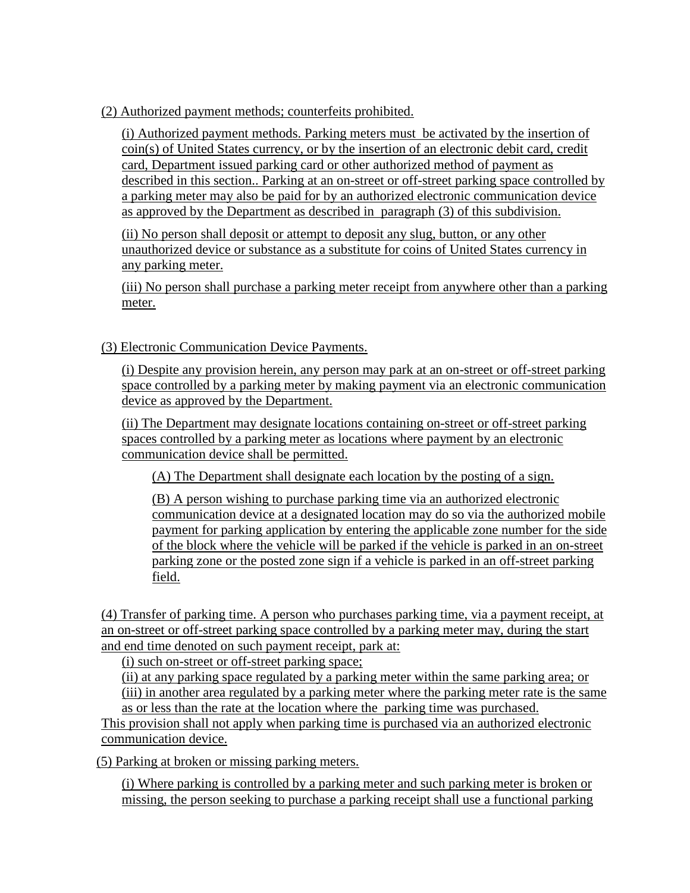(2) Authorized payment methods; counterfeits prohibited.

(i) Authorized payment methods. Parking meters must be activated by the insertion of coin(s) of United States currency, or by the insertion of an electronic debit card, credit card, Department issued parking card or other authorized method of payment as described in this section.. Parking at an on-street or off-street parking space controlled by a parking meter may also be paid for by an authorized electronic communication device as approved by the Department as described in paragraph (3) of this subdivision.

(ii) No person shall deposit or attempt to deposit any slug, button, or any other unauthorized device or substance as a substitute for coins of United States currency in any parking meter.

(iii) No person shall purchase a parking meter receipt from anywhere other than a parking meter.

(3) Electronic Communication Device Payments.

(i) Despite any provision herein, any person may park at an on-street or off-street parking space controlled by a parking meter by making payment via an electronic communication device as approved by the Department.

(ii) The Department may designate locations containing on-street or off-street parking spaces controlled by a parking meter as locations where payment by an electronic communication device shall be permitted.

(A) The Department shall designate each location by the posting of a sign.

(B) A person wishing to purchase parking time via an authorized electronic communication device at a designated location may do so via the authorized mobile payment for parking application by entering the applicable zone number for the side of the block where the vehicle will be parked if the vehicle is parked in an on-street parking zone or the posted zone sign if a vehicle is parked in an off-street parking field.

(4) Transfer of parking time. A person who purchases parking time, via a payment receipt, at an on-street or off-street parking space controlled by a parking meter may, during the start and end time denoted on such payment receipt, park at:

(i) such on-street or off-street parking space;

(ii) at any parking space regulated by a parking meter within the same parking area; or

(iii) in another area regulated by a parking meter where the parking meter rate is the same as or less than the rate at the location where the parking time was purchased.

This provision shall not apply when parking time is purchased via an authorized electronic communication device.

(5) Parking at broken or missing parking meters.

(i) Where parking is controlled by a parking meter and such parking meter is broken or missing, the person seeking to purchase a parking receipt shall use a functional parking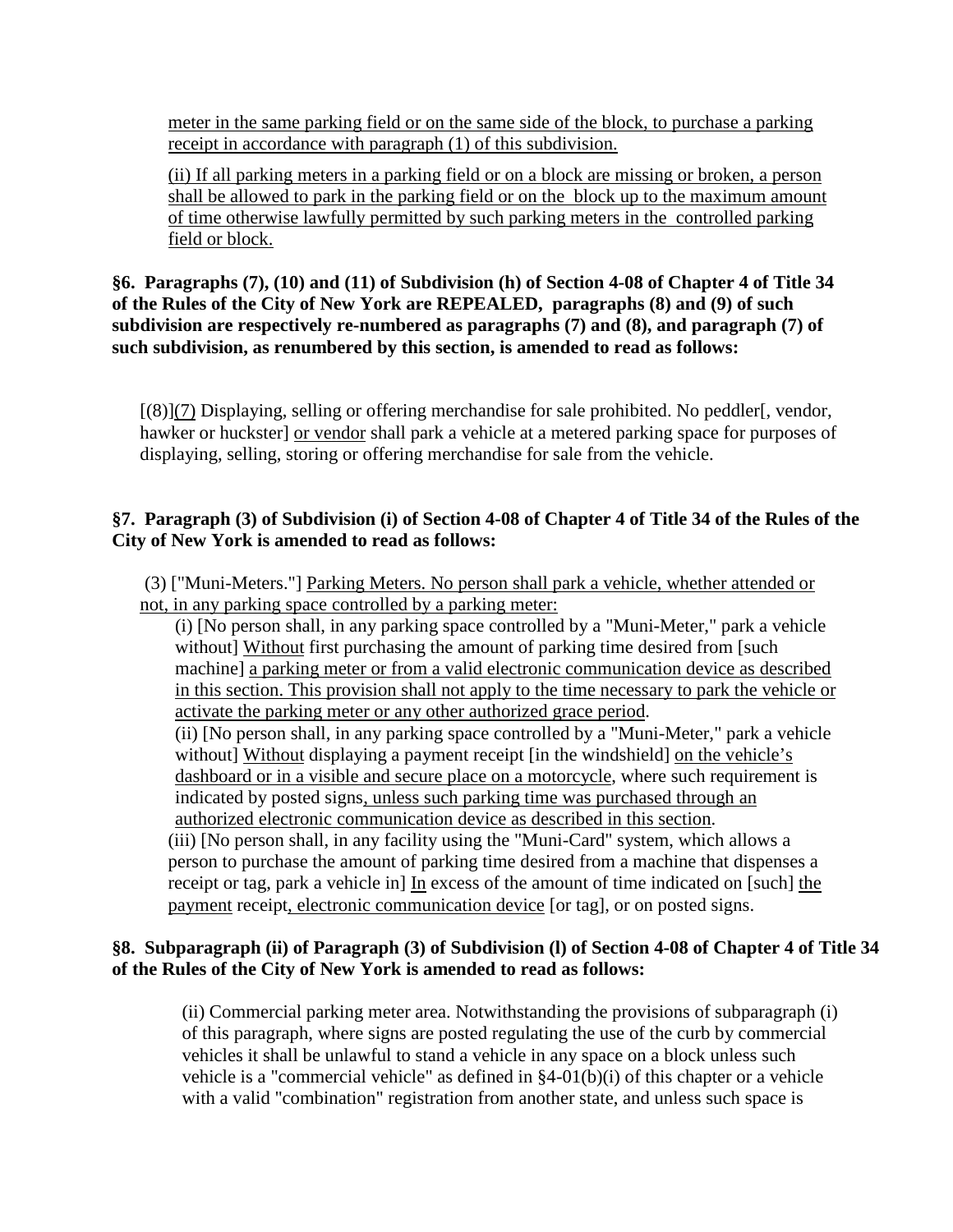meter in the same parking field or on the same side of the block, to purchase a parking receipt in accordance with paragraph (1) of this subdivision.

(ii) If all parking meters in a parking field or on a block are missing or broken, a person shall be allowed to park in the parking field or on the block up to the maximum amount of time otherwise lawfully permitted by such parking meters in the controlled parking field or block.

**§6. Paragraphs (7), (10) and (11) of Subdivision (h) of Section 4-08 of Chapter 4 of Title 34 of the Rules of the City of New York are REPEALED, paragraphs (8) and (9) of such subdivision are respectively re-numbered as paragraphs (7) and (8), and paragraph (7) of such subdivision, as renumbered by this section, is amended to read as follows:**

[(8)](7) Displaying, selling or offering merchandise for sale prohibited. No peddler[, vendor, hawker or huckster] or vendor shall park a vehicle at a metered parking space for purposes of displaying, selling, storing or offering merchandise for sale from the vehicle.

**§7. Paragraph (3) of Subdivision (i) of Section 4-08 of Chapter 4 of Title 34 of the Rules of the City of New York is amended to read as follows:**

(3) ["Muni-Meters."] Parking Meters. No person shall park a vehicle, whether attended or not, in any parking space controlled by a parking meter:

(i) [No person shall, in any parking space controlled by a "Muni-Meter," park a vehicle without] Without first purchasing the amount of parking time desired from [such machine] a parking meter or from a valid electronic communication device as described in this section. This provision shall not apply to the time necessary to park the vehicle or activate the parking meter or any other authorized grace period.

(ii) [No person shall, in any parking space controlled by a "Muni-Meter," park a vehicle without] Without displaying a payment receipt [in the windshield] on the vehicle's dashboard or in a visible and secure place on a motorcycle, where such requirement is indicated by posted signs, unless such parking time was purchased through an authorized electronic communication device as described in this section.

(iii) [No person shall, in any facility using the "Muni-Card" system, which allows a person to purchase the amount of parking time desired from a machine that dispenses a receipt or tag, park a vehicle in] In excess of the amount of time indicated on [such] the payment receipt, electronic communication device [or tag], or on posted signs.

**§8. Subparagraph (ii) of Paragraph (3) of Subdivision (l) of Section 4-08 of Chapter 4 of Title 34 of the Rules of the City of New York is amended to read as follows:**

(ii) Commercial parking meter area. Notwithstanding the provisions of subparagraph (i) of this paragraph, where signs are posted regulating the use of the curb by commercial vehicles it shall be unlawful to stand a vehicle in any space on a block unless such vehicle is a "commercial vehicle" as defined in §4-01(b)(i) of this chapter or a vehicle with a valid "combination" registration from another state, and unless such space is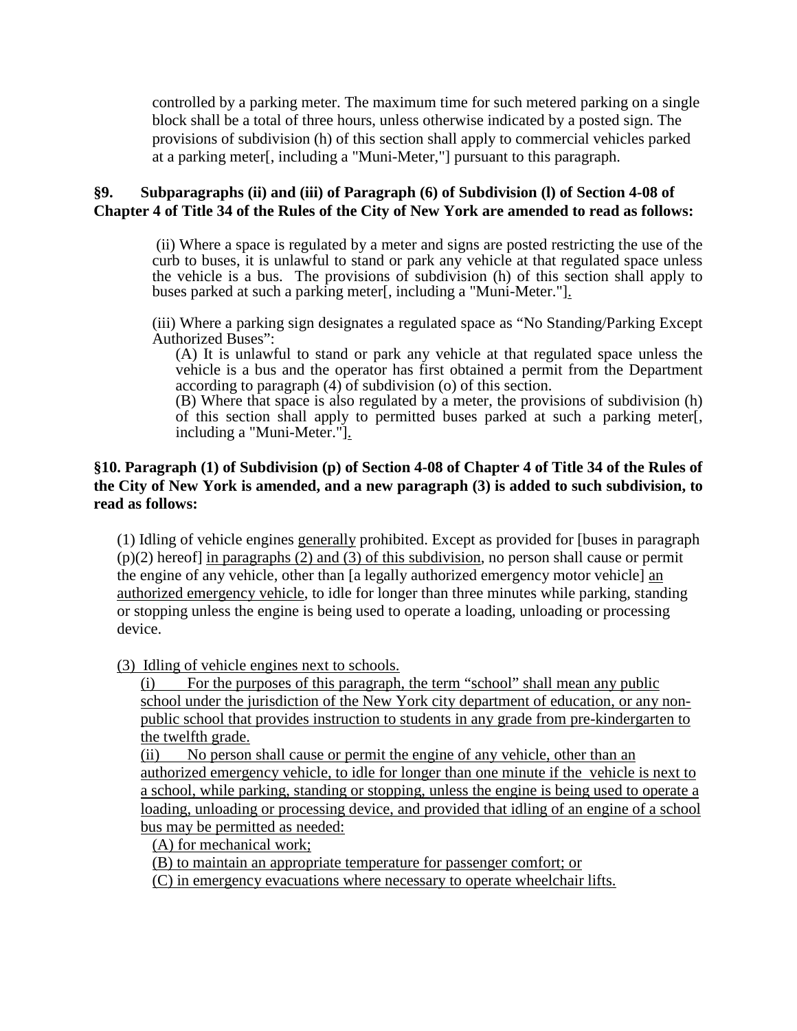controlled by a parking meter. The maximum time for such metered parking on a single block shall be a total of three hours, unless otherwise indicated by a posted sign. The provisions of subdivision (h) of this section shall apply to commercial vehicles parked at a parking meter[, including a "Muni-Meter,"] pursuant to this paragraph.

**§9. Subparagraphs (ii) and (iii) of Paragraph (6) of Subdivision (l) of Section 4-08 of Chapter 4 of Title 34 of the Rules of the City of New York are amended to read as follows:**

(ii) Where a space is regulated by a meter and signs are posted restricting the use of the curb to buses, it is unlawful to stand or park any vehicle at that regulated space unless the vehicle is a bus. The provisions of subdivision (h) of this section shall apply to buses parked at such a parking meter[, including a "Muni-Meter."]<u>.</u>

(iii) Where a parking sign designates a regulated space as "No Standing/Parking Except Authorized Buses":

(A) It is unlawful to stand or park any vehicle at that regulated space unless the vehicle is a bus and the operator has first obtained a permit from the Department according to paragraph (4) of subdivision (o) of this section.

(B) Where that space is also regulated by a meter, the provisions of subdivision (h) of this section shall apply to permitted buses parked at such a parking meter[, including a "Muni-Meter."]<u>.</u>

**§10. Paragraph (1) of Subdivision (p) of Section 4-08 of Chapter 4 of Title 34 of the Rules of the City of New York is amended, and a new paragraph (3) is added to such subdivision, to read as follows:**

(1) Idling of vehicle engines <u>generally</u> prohibited. Except as provided for [buses in paragraph (p)(2) hereof] <u>in paragraphs (2) and (3) of this subdivision</u>, no person shall cause or permit the engine of any vehicle, other than [a legally authorized emergency motor vehicle] <u>an authorized emergency vehicle</u>, to idle for longer than three minutes while parking, standing or stopping unless the engine is being used to operate a loading, unloading or processing device.

<u>(3) Idling of vehicle engines next to schools.</u>

<u>(i) For the purposes of this paragraph, the term "school" shall mean any public school under the jurisdiction of the New York city department of education, or any non-public school that provides instruction to students in any grade from pre-kindergarten to the twelfth grade.</u>

<u>(ii) No person shall cause or permit the engine of any vehicle, other than an authorized emergency vehicle, to idle for longer than one minute if the vehicle is next to a school, while parking, standing or stopping, unless the engine is being used to operate a loading, unloading or processing device, and provided that idling of an engine of a school bus may be permitted as needed:</u>

<u>(A) for mechanical work;</u>

<u>(B) to maintain an appropriate temperature for passenger comfort; or</u>

<u>(C) in emergency evacuations where necessary to operate wheelchair lifts.</u>